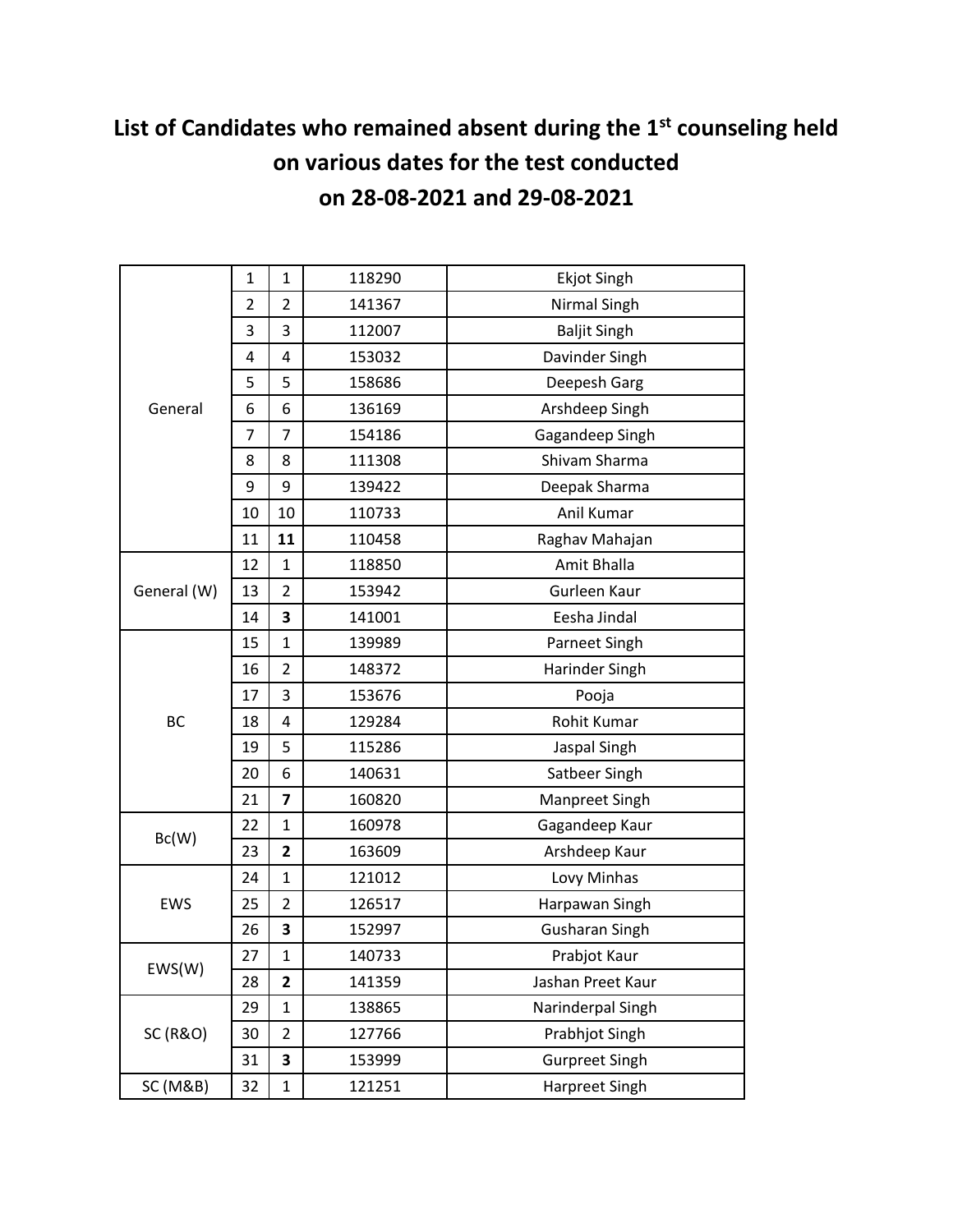# List of Candidates who remained absent during the 1st counseling held on various dates for the test conducted on 28-08-2021 and 29-08-2021

| | | | | |
|---|---|---|---|---|
| General | 1 | 1 | 118290 | Ekjot Singh |
| | 2 | 2 | 141367 | Nirmal Singh |
| | 3 | 3 | 112007 | Baljit Singh |
| | 4 | 4 | 153032 | Davinder Singh |
| | 5 | 5 | 158686 | Deepesh Garg |
| | 6 | 6 | 136169 | Arshdeep Singh |
| | 7 | 7 | 154186 | Gagandeep Singh |
| | 8 | 8 | 111308 | Shivam Sharma |
| | 9 | 9 | 139422 | Deepak Sharma |
| | 10 | 10 | 110733 | Anil Kumar |
| | 11 | **11** | 110458 | Raghav Mahajan |
| General (W) | 12 | 1 | 118850 | Amit Bhalla |
| | 13 | 2 | 153942 | Gurleen Kaur |
| | 14 | **3** | 141001 | Eesha Jindal |
| BC | 15 | 1 | 139989 | Parneet Singh |
| | 16 | 2 | 148372 | Harinder Singh |
| | 17 | 3 | 153676 | Pooja |
| | 18 | 4 | 129284 | Rohit Kumar |
| | 19 | 5 | 115286 | Jaspal Singh |
| | 20 | 6 | 140631 | Satbeer Singh |
| | 21 | **7** | 160820 | Manpreet Singh |
| Bc(W) | 22 | 1 | 160978 | Gagandeep Kaur |
| | 23 | **2** | 163609 | Arshdeep Kaur |
| EWS | 24 | 1 | 121012 | Lovy Minhas |
| | 25 | 2 | 126517 | Harpawan Singh |
| | 26 | **3** | 152997 | Gusharan Singh |
| EWS(W) | 27 | 1 | 140733 | Prabjot Kaur |
| | 28 | **2** | 141359 | Jashan Preet Kaur |
| SC (R&O) | 29 | 1 | 138865 | Narinderpal Singh |
| | 30 | 2 | 127766 | Prabhjot Singh |
| | 31 | **3** | 153999 | Gurpreet Singh |
| SC (M&B) | 32 | 1 | 121251 | Harpreet Singh |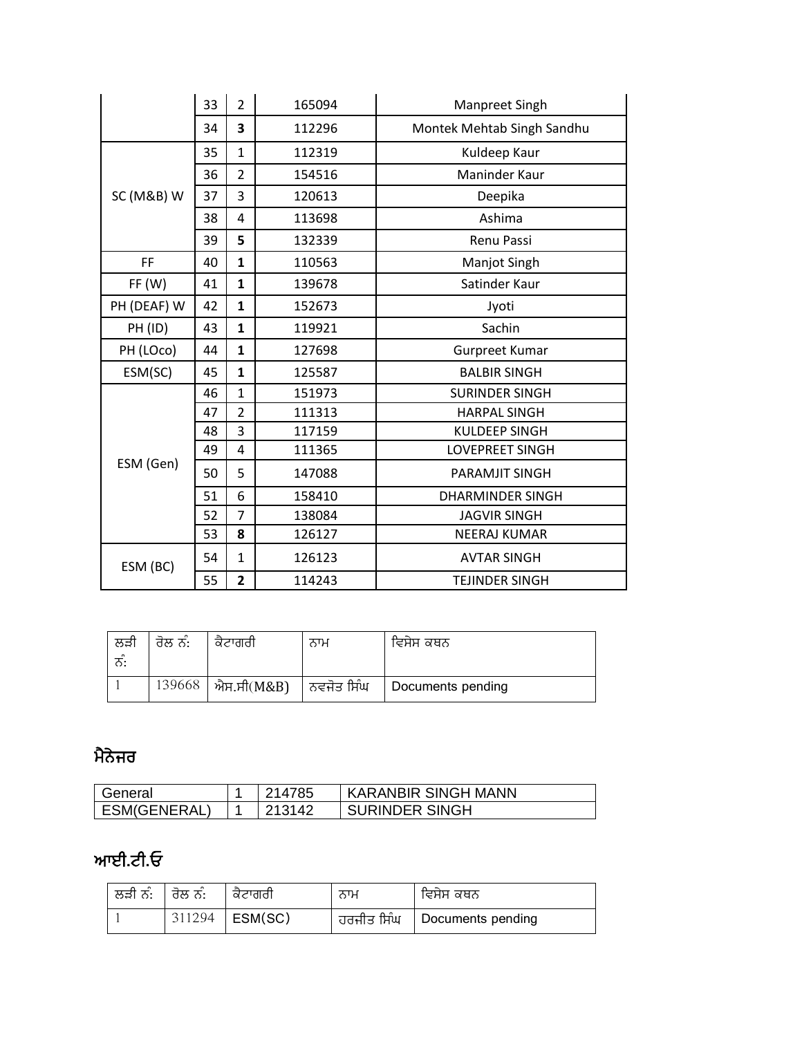| | | | | |
|---|---|---|---|---|
| | 33 | 2 | 165094 | Manpreet Singh |
| | 34 | **3** | 112296 | Montek Mehtab Singh Sandhu |
| SC (M&B) W | 35 | 1 | 112319 | Kuldeep Kaur |
| | 36 | 2 | 154516 | Maninder Kaur |
| | 37 | 3 | 120613 | Deepika |
| | 38 | 4 | 113698 | Ashima |
| | 39 | **5** | 132339 | Renu Passi |
| FF | 40 | **1** | 110563 | Manjot Singh |
| FF (W) | 41 | **1** | 139678 | Satinder Kaur |
| PH (DEAF) W | 42 | **1** | 152673 | Jyoti |
| PH (ID) | 43 | **1** | 119921 | Sachin |
| PH (LOco) | 44 | **1** | 127698 | Gurpreet Kumar |
| ESM(SC) | 45 | **1** | 125587 | BALBIR SINGH |
| ESM (Gen) | 46 | 1 | 151973 | SURINDER SINGH |
| | 47 | 2 | 111313 | HARPAL SINGH |
| | 48 | 3 | 117159 | KULDEEP SINGH |
| | 49 | 4 | 111365 | LOVEPREET SINGH |
| | 50 | 5 | 147088 | PARAMJIT SINGH |
| | 51 | 6 | 158410 | DHARMINDER SINGH |
| | 52 | 7 | 138084 | JAGVIR SINGH |
| | 53 | **8** | 126127 | NEERAJ KUMAR |
| ESM (BC) | 54 | 1 | 126123 | AVTAR SINGH |
| | 55 | **2** | 114243 | TEJINDER SINGH |

| ਲੜੀ ਨੰ: | ਰੋਲ ਨੰ: | ਕੈਟਾਗਰੀ | ਨਾਮ | ਵਿਸੇਸ ਕਥਨ |
|---|---|---|---|---|
| 1 | 139668 | ਐਸ.ਸੀ(M&B) | ਨਵਜੋਤ ਸਿੰਘ | Documents pending |

## ਮੈਨੇਜਰ

| | | | |
|---|---|---|---|
| General | 1 | 214785 | KARANBIR SINGH MANN |
| ESM(GENERAL) | 1 | 213142 | SURINDER SINGH |

## ਆਈ.ਟੀ.ਓ

| ਲੜੀ ਨੰ: | ਰੋਲ ਨੰ: | ਕੈਟਾਗਰੀ | ਨਾਮ | ਵਿਸੇਸ ਕਥਨ |
|---|---|---|---|---|
| 1 | 311294 | ESM(SC) | ਹਰਜੀਤ ਸਿੰਘ | Documents pending |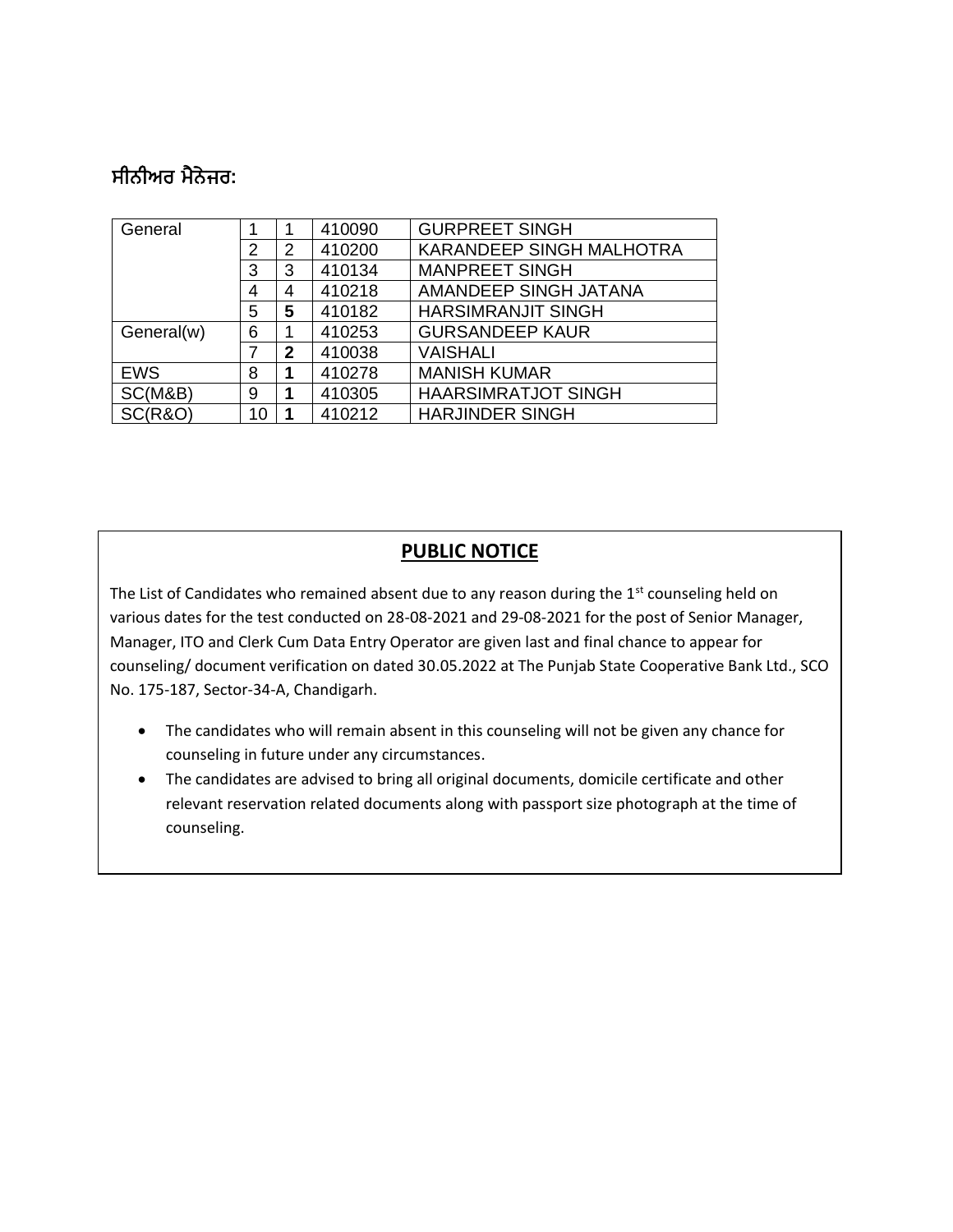## ਸੀਨੀਅਰ ਮੈਨੇਜਰ:

| | | | | |
|---|---|---|---|---|
| General | 1 | 1 | 410090 | GURPREET SINGH |
| | 2 | 2 | 410200 | KARANDEEP SINGH MALHOTRA |
| | 3 | 3 | 410134 | MANPREET SINGH |
| | 4 | 4 | 410218 | AMANDEEP SINGH JATANA |
| | 5 | **5** | 410182 | HARSIMRANJIT SINGH |
| General(w) | 6 | 1 | 410253 | GURSANDEEP KAUR |
| | 7 | **2** | 410038 | VAISHALI |
| EWS | 8 | **1** | 410278 | MANISH KUMAR |
| SC(M&B) | 9 | **1** | 410305 | HAARSIMRATJOT SINGH |
| SC(R&O) | 10 | **1** | 410212 | HARJINDER SINGH |

## PUBLIC NOTICE

The List of Candidates who remained absent due to any reason during the 1st counseling held on various dates for the test conducted on 28-08-2021 and 29-08-2021 for the post of Senior Manager, Manager, ITO and Clerk Cum Data Entry Operator are given last and final chance to appear for counseling/ document verification on dated 30.05.2022 at The Punjab State Cooperative Bank Ltd., SCO No. 175-187, Sector-34-A, Chandigarh.

- The candidates who will remain absent in this counseling will not be given any chance for counseling in future under any circumstances.
- The candidates are advised to bring all original documents, domicile certificate and other relevant reservation related documents along with passport size photograph at the time of counseling.